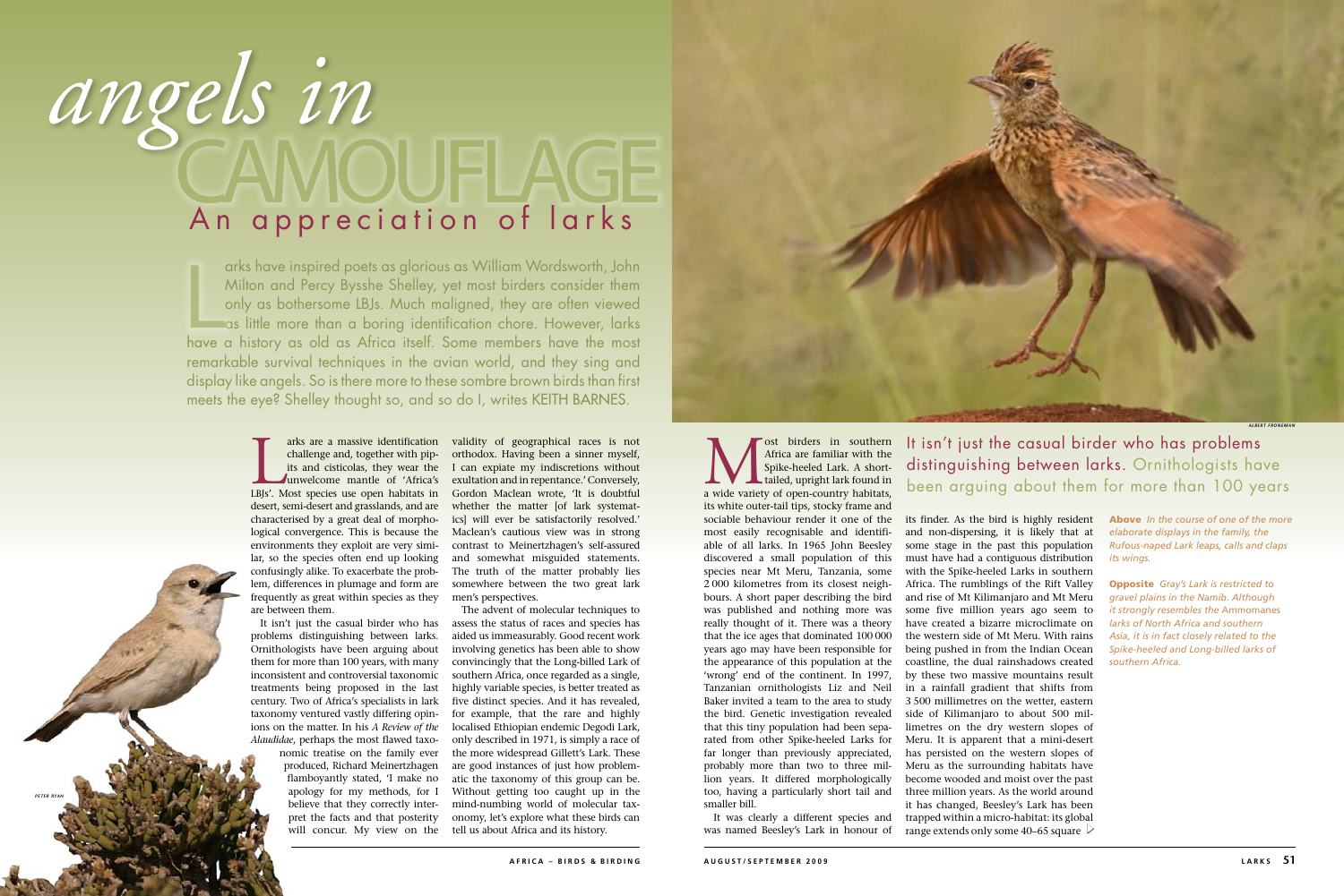# *angels in* CAMOUFLAGE

## An appreciation of larks

Larks have inspired poets as glorious as William Wordsworth, John Milton and Percy Bysshe Shelley, yet most birders consider them only as bothersome LBJs. Much maligned, they are often viewed as little more than a boring identification chore. However, larks have a history as old as Africa itself. Some members have the most remarkable survival techniques in the avian world, and they sing and display like angels. So is there more to these sombre brown birds than first meets the eye? Shelley thought so, and so do I, writes KEITH BARNES.

Larks are a massive identification challenge and, together with pipits and cisticolas, they wear the unwelcome mantle of 'Africa's LBJs'. Most species use open habitats in desert, semi-desert and grasslands, and are characterised by a great deal of morphological convergence. This is because the environments they exploit are very similar, so the species often end up looking confusingly alike. To exacerbate the problem, differences in plumage and form are frequently as great within species as they are between them.

It isn't just the casual birder who has problems distinguishing between larks. Ornithologists have been arguing about them for more than 100 years, with many inconsistent and controversial taxonomic treatments being proposed in the last century. Two of Africa's specialists in lark taxonomy ventured vastly differing opinions on the matter. In his *A Review of the Alaudidae*, perhaps the most flawed taxonomic treatise on the family ever produced, Richard Meinertzhagen flamboyantly stated, 'I make no apology for my methods, for I believe that they correctly interpret the facts and that posterity will concur. My view on the validity of geographical races is not orthodox. Having been a sinner myself, I can expiate my indiscretions without exultation and in repentance.' Conversely, Gordon Maclean wrote, 'It is doubtful whether the matter [of lark systematics] will ever be satisfactorily resolved.' Maclean's cautious view was in strong contrast to Meinertzhagen's self-assured and somewhat misguided statements. The truth of the matter probably lies somewhere between the two great lark men's perspectives.

The advent of molecular techniques to assess the status of races and species has aided us immeasurably. Good recent work involving genetics has been able to show convincingly that the Long-billed Lark of southern Africa, once regarded as a single, highly variable species, is better treated as five distinct species. And it has revealed, for example, that the rare and highly localised Ethiopian endemic Degodi Lark, only described in 1971, is simply a race of the more widespread Gillett's Lark. These are good instances of just how problematic the taxonomy of this group can be. Without getting too caught up in the mind-numbing world of molecular taxonomy, let's explore what these birds can tell us about Africa and its history.

PETER RYAN

> It isn't just the casual birder who has problems distinguishing between larks. Ornithologists have been arguing about them for more than 100 years

Most birders in southern Africa are familiar with the Spike-heeled Lark. A short-tailed, upright lark found in a wide variety of open-country habitats, its white outer-tail tips, stocky frame and sociable behaviour render it one of the most easily recognisable and identifiable of all larks. In 1965 John Beesley discovered a small population of this species near Mt Meru, Tanzania, some 2 000 kilometres from its closest neighbours. A short paper describing the bird was published and nothing more was really thought of it. There was a theory that the ice ages that dominated 100 000 years ago may have been responsible for the appearance of this population at the 'wrong' end of the continent. In 1997, Tanzanian ornithologists Liz and Neil Baker invited a team to the area to study the bird. Genetic investigation revealed that this tiny population had been separated from other Spike-heeled Larks for far longer than previously appreciated, probably more than two to three million years. It differed morphologically too, having a particularly short tail and smaller bill.

It was clearly a different species and was named Beesley's Lark in honour of its finder. As the bird is highly resident and non-dispersing, it is likely that at some stage in the past this population must have had a contiguous distribution with the Spike-heeled Larks in southern Africa. The rumblings of the Rift Valley and rise of Mt Kilimanjaro and Mt Meru some five million years ago seem to have created a bizarre microclimate on the western side of Mt Meru. With rains being pushed in from the Indian Ocean coastline, the dual rainshadows created by these two massive mountains result in a rainfall gradient that shifts from 3 500 millimetres on the wetter, eastern side of Kilimanjaro to about 500 millimetres on the dry western slopes of Meru. It is apparent that a mini-desert has persisted on the western slopes of Meru as the surrounding habitats have become wooded and moist over the past three million years. As the world around it has changed, Beesley's Lark has been trapped within a micro-habitat: its global range extends only some 40–65 square

ALBERT FRONEMAN

**Above** *In the course of one of the more elaborate displays in the family, the Rufous-naped Lark leaps, calls and claps its wings.*

**Opposite** *Gray's Lark is restricted to gravel plains in the Namib. Although it strongly resembles the* Ammomanes *larks of North Africa and southern Asia, it is in fact closely related to the Spike-heeled and Long-billed larks of southern Africa.*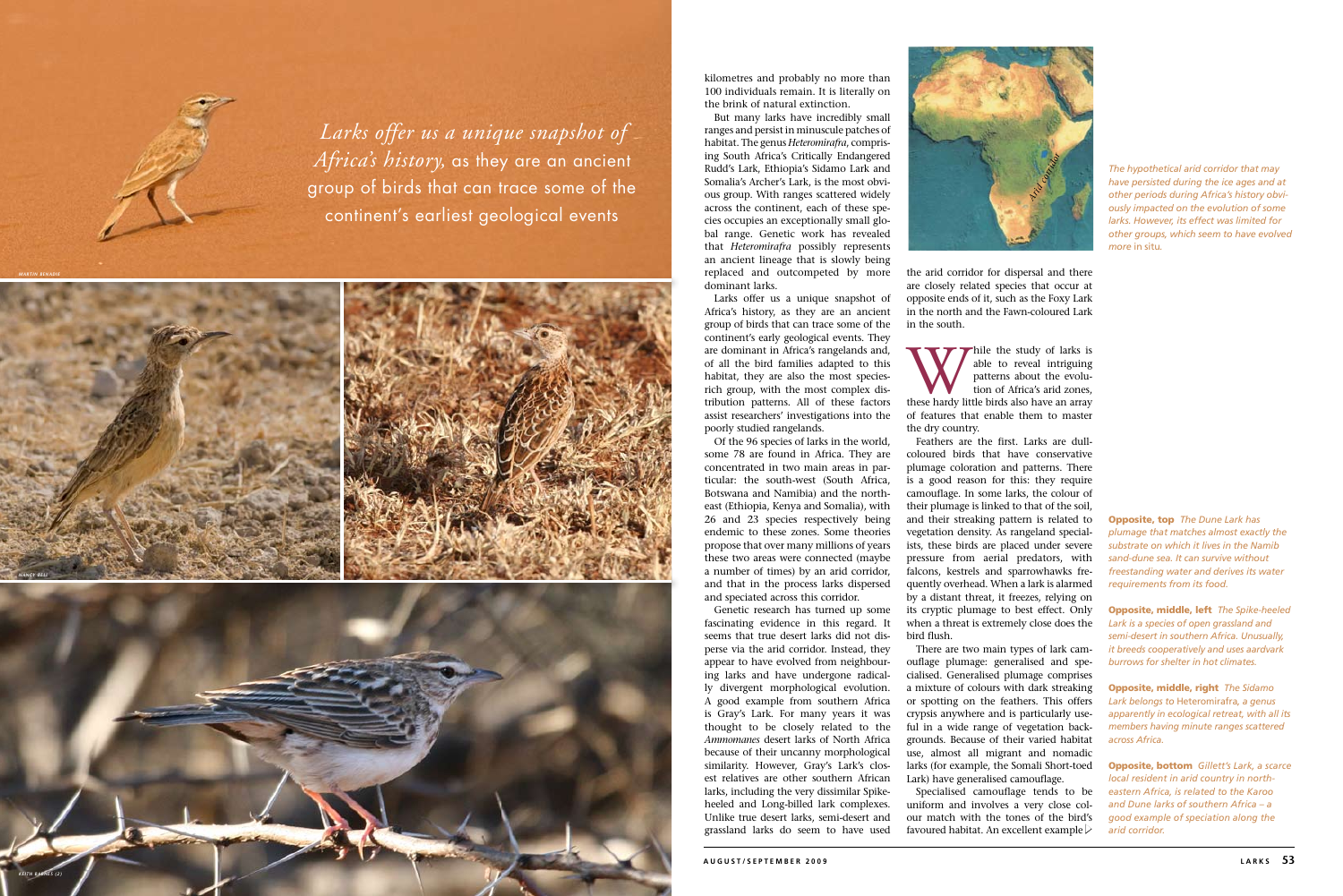*Larks offer us a unique snapshot of Africa's history,* as they are an ancient group of birds that can trace some of the continent's earliest geological events

kilometres and probably no more than 100 individuals remain. It is literally on the brink of natural extinction.

But many larks have incredibly small ranges and persist in minuscule patches of habitat. The genus *Heteromirafra*, comprising South Africa's Critically Endangered Rudd's Lark, Ethiopia's Sidamo Lark and Somalia's Archer's Lark, is the most obvious group. With ranges scattered widely across the continent, each of these species occupies an exceptionally small global range. Genetic work has revealed that *Heteromirafra* possibly represents an ancient lineage that is slowly being replaced and outcompeted by more dominant larks.

Larks offer us a unique snapshot of Africa's history, as they are an ancient group of birds that can trace some of the continent's early geological events. They are dominant in Africa's rangelands and, of all the bird families adapted to this habitat, they are also the most species-rich group, with the most complex distribution patterns. All of these factors assist researchers' investigations into the poorly studied rangelands.

Of the 96 species of larks in the world, some 78 are found in Africa. They are concentrated in two main areas in particular: the south-west (South Africa, Botswana and Namibia) and the north-east (Ethiopia, Kenya and Somalia), with 26 and 23 species respectively being endemic to these zones. Some theories propose that over many millions of years these two areas were connected (maybe a number of times) by an arid corridor, and that in the process larks dispersed and speciated across this corridor.

Genetic research has turned up some fascinating evidence in this regard. It seems that true desert larks did not disperse via the arid corridor. Instead, they appear to have evolved from neighbouring larks and have undergone radically divergent morphological evolution. A good example from southern Africa is Gray's Lark. For many years it was thought to be closely related to the *Ammomanes* desert larks of North Africa because of their uncanny morphological similarity. However, Gray's Lark's closest relatives are other southern African larks, including the very dissimilar Spike-heeled and Long-billed lark complexes. Unlike true desert larks, semi-desert and grassland larks do seem to have used the arid corridor for dispersal and there are closely related species that occur at opposite ends of it, such as the Foxy Lark in the north and the Fawn-coloured Lark in the south.

While the study of larks is able to reveal intriguing patterns about the evolution of Africa's arid zones, these hardy little birds also have an array of features that enable them to master the dry country.

Feathers are the first. Larks are dull-coloured birds that have conservative plumage coloration and patterns. There is a good reason for this: they require camouflage. In some larks, the colour of their plumage is linked to that of the soil, and their streaking pattern is related to vegetation density. As rangeland specialists, these birds are placed under severe pressure from aerial predators, with falcons, kestrels and sparrowhawks frequently overhead. When a lark is alarmed by a distant threat, it freezes, relying on its cryptic plumage to best effect. Only when a threat is extremely close does the bird flush.

There are two main types of lark camouflage plumage: generalised and specialised. Generalised plumage comprises a mixture of colours with dark streaking or spotting on the feathers. This offers crypsis anywhere and is particularly useful in a wide range of vegetation backgrounds. Because of their varied habitat use, almost all migrant and nomadic larks (for example, the Somali Short-toed Lark) have generalised camouflage.

Specialised camouflage tends to be uniform and involves a very close colour match with the tones of the bird's favoured habitat. An excellent example

*The hypothetical arid corridor that may have persisted during the ice ages and at other periods during Africa's history obviously impacted on the evolution of some larks. However, its effect was limited for other groups, which seem to have evolved more in situ.*

**Opposite, top** *The Dune Lark has plumage that matches almost exactly the substrate on which it lives in the Namib sand-dune sea. It can survive without freestanding water and derives its water requirements from its food.*

**Opposite, middle, left** *The Spike-heeled Lark is a species of open grassland and semi-desert in southern Africa. Unusually, it breeds cooperatively and uses aardvark burrows for shelter in hot climates.*

**Opposite, middle, right** *The Sidamo Lark belongs to* Heteromirafra*, a genus apparently in ecological retreat, with all its members having minute ranges scattered across Africa.*

**Opposite, bottom** *Gillett's Lark, a scarce local resident in arid country in north-eastern Africa, is related to the Karoo and Dune larks of southern Africa – a good example of speciation along the arid corridor.*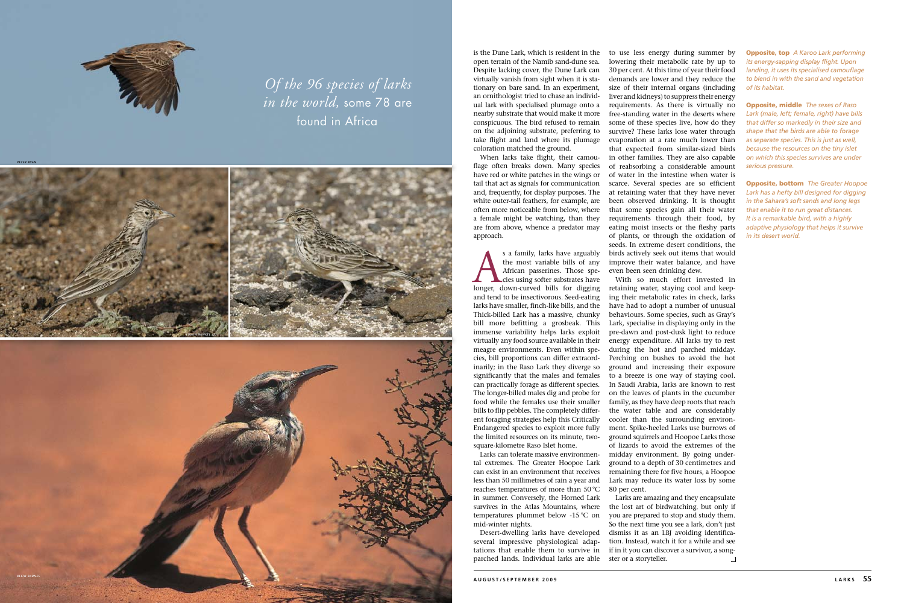*Of the 96 species of larks in the world,* some 78 are found in Africa

is the Dune Lark, which is resident in the open terrain of the Namib sand-dune sea. Despite lacking cover, the Dune Lark can virtually vanish from sight when it is stationary on bare sand. In an experiment, an ornithologist tried to chase an individual lark with specialised plumage onto a nearby substrate that would make it more conspicuous. The bird refused to remain on the adjoining substrate, preferring to take flight and land where its plumage coloration matched the ground.

When larks take flight, their camouflage often breaks down. Many species have red or white patches in the wings or tail that act as signals for communication and, frequently, for display purposes. The white outer-tail feathers, for example, are often more noticeable from below, where a female might be watching, than they are from above, whence a predator may approach.

As a family, larks have arguably the most variable bills of any African passerines. Those species using softer substrates have longer, down-curved bills for digging and tend to be insectivorous. Seed-eating larks have smaller, finch-like bills, and the Thick-billed Lark has a massive, chunky bill more befitting a grosbeak. This immense variability helps larks exploit virtually any food source available in their meagre environments. Even within species, bill proportions can differ extraordinarily; in the Raso Lark they diverge so significantly that the males and females can practically forage as different species. The longer-billed males dig and probe for food while the females use their smaller bills to flip pebbles. The completely different foraging strategies help this Critically Endangered species to exploit more fully the limited resources on its minute, two-square-kilometre Raso Islet home.

Larks can tolerate massive environmental extremes. The Greater Hoopoe Lark can exist in an environment that receives less than 50 millimetres of rain a year and reaches temperatures of more than 50 °C in summer. Conversely, the Horned Lark survives in the Atlas Mountains, where temperatures plummet below -15 °C on mid-winter nights.

Desert-dwelling larks have developed several impressive physiological adaptations that enable them to survive in parched lands. Individual larks are able to use less energy during summer by lowering their metabolic rate by up to 30 per cent. At this time of year their food demands are lower and they reduce the size of their internal organs (including liver and kidneys) to suppress their energy requirements. As there is virtually no free-standing water in the deserts where some of these species live, how do they survive? These larks lose water through evaporation at a rate much lower than that expected from similar-sized birds in other families. They are also capable of reabsorbing a considerable amount of water in the intestine when water is scarce. Several species are so efficient at retaining water that they have never been observed drinking. It is thought that some species gain all their water requirements through their food, by eating moist insects or the fleshy parts of plants, or through the oxidation of seeds. In extreme desert conditions, the birds actively seek out items that would improve their water balance, and have even been seen drinking dew.

With so much effort invested in retaining water, staying cool and keeping their metabolic rates in check, larks have had to adopt a number of unusual behaviours. Some species, such as Gray's Lark, specialise in displaying only in the pre-dawn and post-dusk light to reduce energy expenditure. All larks try to rest during the hot and parched midday. Perching on bushes to avoid the hot ground and increasing their exposure to a breeze is one way of staying cool. In Saudi Arabia, larks are known to rest on the leaves of plants in the cucumber family, as they have deep roots that reach the water table and are considerably cooler than the surrounding environment. Spike-heeled Larks use burrows of ground squirrels and Hoopoe Larks those of lizards to avoid the extremes of the midday environment. By going underground to a depth of 30 centimetres and remaining there for five hours, a Hoopoe Lark may reduce its water loss by some 80 per cent.

Larks are amazing and they encapsulate the lost art of birdwatching, but only if you are prepared to stop and study them. So the next time you see a lark, don't just dismiss it as an LBJ avoiding identification. Instead, watch it for a while and see if in it you can discover a survivor, a songster or a storyteller.

**Opposite, top** *A Karoo Lark performing its energy-sapping display flight. Upon landing, it uses its specialised camouflage to blend in with the sand and vegetation of its habitat.*

**Opposite, middle** *The sexes of Raso Lark (male, left; female, right) have bills that differ so markedly in their size and shape that the birds are able to forage as separate species. This is just as well, because the resources on the tiny islet on which this species survives are under serious pressure.*

**Opposite, bottom** *The Greater Hoopoe Lark has a hefty bill designed for digging in the Sahara's soft sands and long legs that enable it to run great distances. It is a remarkable bird, with a highly adaptive physiology that helps it survive in its desert world.*